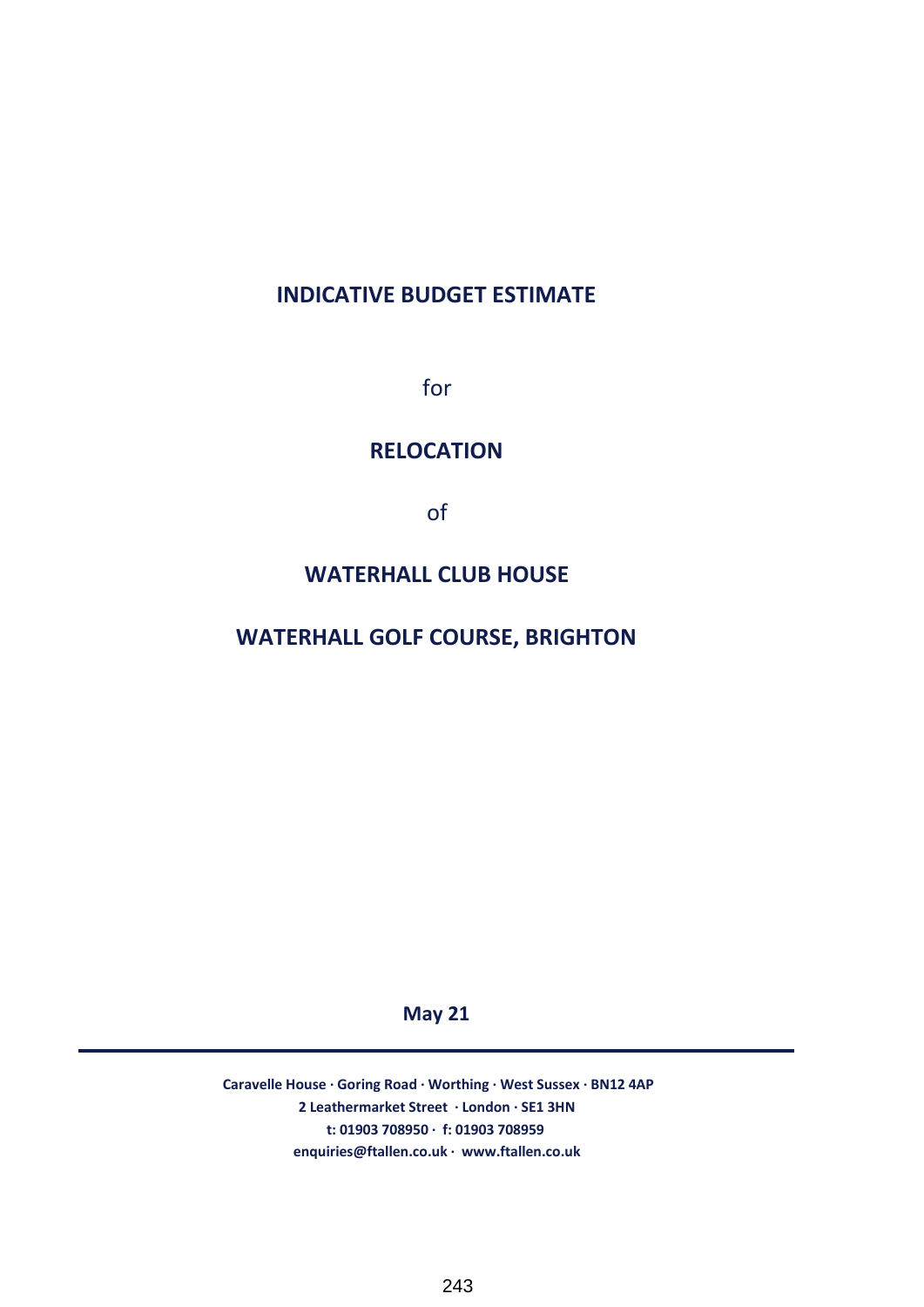# INDICATIVE BUDGET ESTIMATE

for

## RELOCATION

of

## WATERHALL CLUB HOUSE

## WATERHALL GOLF COURSE, BRIGHTON

**May 21**

---

**Caravelle House · Goring Road · Worthing · West Sussex · BN12 4AP**
**2 Leathermarket Street · London · SE1 3HN**
**t: 01903 708950 · f: 01903 708959**
**enquiries@ftallen.co.uk · www.ftallen.co.uk**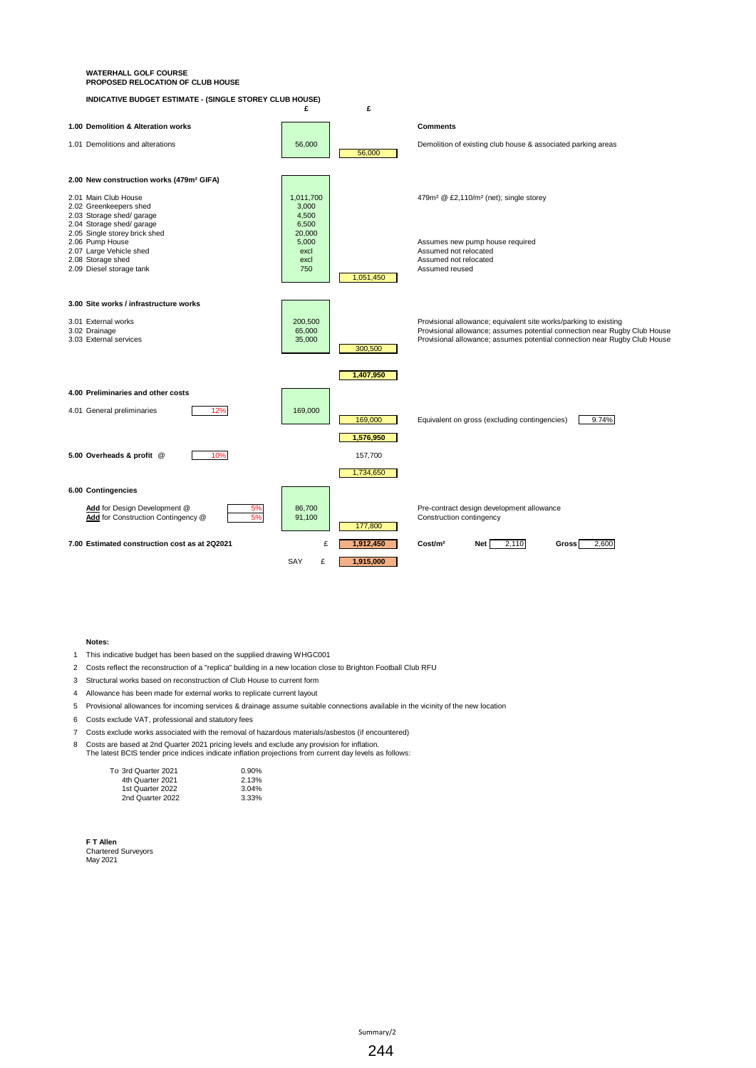**WATERHALL GOLF COURSE**
**PROPOSED RELOCATION OF CLUB HOUSE**

**INDICATIVE BUDGET ESTIMATE - (SINGLE STOREY CLUB HOUSE)**

| | | £ | £ | Comments |
|---|---|---|---|---|
| **1.00 Demolition & Alteration works** | | | | |
| 1.01 Demolitions and alterations | | 56,000 | 56,000 | Demolition of existing club house & associated parking areas |
| **2.00 New construction works (479m² GIFA)** | | | | |
| 2.01 Main Club House | | 1,011,700 | | 479m² @ £2,110/m² (net); single storey |
| 2.02 Greenkeepers shed | | 3,000 | | |
| 2.03 Storage shed/ garage | | 4,500 | | |
| 2.04 Storage shed/ garage | | 6,500 | | |
| 2.05 Single storey brick shed | | 20,000 | | |
| 2.06 Pump House | | 5,000 | | Assumes new pump house required |
| 2.07 Large Vehicle shed | | excl | | Assumed not relocated |
| 2.08 Storage shed | | excl | | Assumed not relocated |
| 2.09 Diesel storage tank | | 750 | 1,051,450 | Assumed reused |
| **3.00 Site works / infrastructure works** | | | | |
| 3.01 External works | | 200,500 | | Provisional allowance; equivalent site works/parking to existing |
| 3.02 Drainage | | 65,000 | | Provisional allowance; assumes potential connection near Rugby Club House |
| 3.03 External services | | 35,000 | 300,500 | Provisional allowance; assumes potential connection near Rugby Club House |
| | | | **1,407,950** | |
| **4.00 Preliminaries and other costs** | | | | |
| 4.01 General preliminaries | 12% | 169,000 | 169,000 | Equivalent on gross (excluding contingencies) 9.74% |
| | | | **1,576,950** | |
| **5.00 Overheads & profit @** | 10% | | 157,700 | |
| | | | 1,734,650 | |
| **6.00 Contingencies** | | | | |
| **Add** for Design Development @ | 5% | 86,700 | | Pre-contract design development allowance |
| **Add** for Construction Contingency @ | 5% | 91,100 | 177,800 | Construction contingency |
| **7.00 Estimated construction cost as at 2Q2021** | | £ | **1,912,450** | **Cost/m²** **Net** 2,110 **Gross** 2,600 |
| | | SAY £ | **1,915,000** | |

**Notes:**

1. This indicative budget has been based on the supplied drawing WHGC001
2. Costs reflect the reconstruction of a "replica" building in a new location close to Brighton Football Club RFU
3. Structural works based on reconstruction of Club House to current form
4. Allowance has been made for external works to replicate current layout
5. Provisional allowances for incoming services & drainage assume suitable connections available in the vicinity of the new location
6. Costs exclude VAT, professional and statutory fees
7. Costs exclude works associated with the removal of hazardous materials/asbestos (if encountered)
8. Costs are based at 2nd Quarter 2021 pricing levels and exclude any provision for inflation.
   The latest BCIS tender price indices indicate inflation projections from current day levels as follows:

| | |
|---|---|
| To 3rd Quarter 2021 | 0.90% |
| 4th Quarter 2021 | 2.13% |
| 1st Quarter 2022 | 3.04% |
| 2nd Quarter 2022 | 3.33% |

**F T Allen**
Chartered Surveyors
May 2021

Summary/2